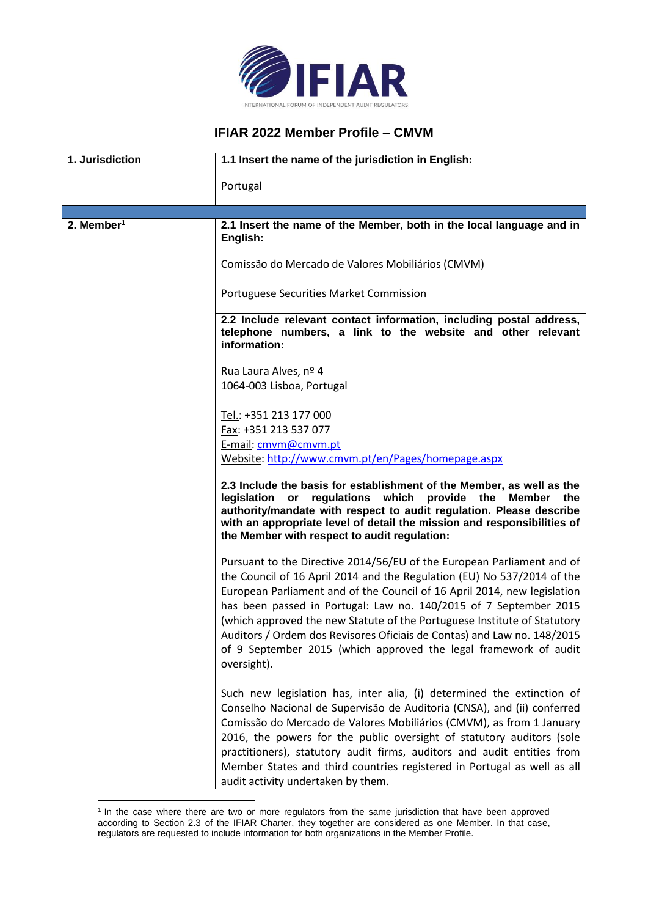# IFIAR 2022 Member Profile – CMVM

| 1. Jurisdiction | **1.1 Insert the name of the jurisdiction in English:**<br><br>Portugal |
|---|---|
| **2. Member**[1] | **2.1 Insert the name of the Member, both in the local language and in English:**<br><br>Comissão do Mercado de Valores Mobiliários (CMVM)<br><br>Portuguese Securities Market Commission |
| | **2.2 Include relevant contact information, including postal address, telephone numbers, a link to the website and other relevant information:**<br><br>Rua Laura Alves, nº 4<br>1064-003 Lisboa, Portugal<br><br>Tel.: +351 213 177 000<br>Fax: +351 213 537 077<br>E-mail: cmvm@cmvm.pt<br>Website: http://www.cmvm.pt/en/Pages/homepage.aspx |
| | **2.3 Include the basis for establishment of the Member, as well as the legislation or regulations which provide the Member the authority/mandate with respect to audit regulation. Please describe with an appropriate level of detail the mission and responsibilities of the Member with respect to audit regulation:**<br><br>Pursuant to the Directive 2014/56/EU of the European Parliament and of the Council of 16 April 2014 and the Regulation (EU) No 537/2014 of the European Parliament and of the Council of 16 April 2014, new legislation has been passed in Portugal: Law no. 140/2015 of 7 September 2015 (which approved the new Statute of the Portuguese Institute of Statutory Auditors / Ordem dos Revisores Oficiais de Contas) and Law no. 148/2015 of 9 September 2015 (which approved the legal framework of audit oversight).<br><br>Such new legislation has, inter alia, (i) determined the extinction of Conselho Nacional de Supervisão de Auditoria (CNSA), and (ii) conferred Comissão do Mercado de Valores Mobiliários (CMVM), as from 1 January 2016, the powers for the public oversight of statutory auditors (sole practitioners), statutory audit firms, auditors and audit entities from Member States and third countries registered in Portugal as well as all audit activity undertaken by them. |

[1] In the case where there are two or more regulators from the same jurisdiction that have been approved according to Section 2.3 of the IFIAR Charter, they together are considered as one Member. In that case, regulators are requested to include information for both organizations in the Member Profile.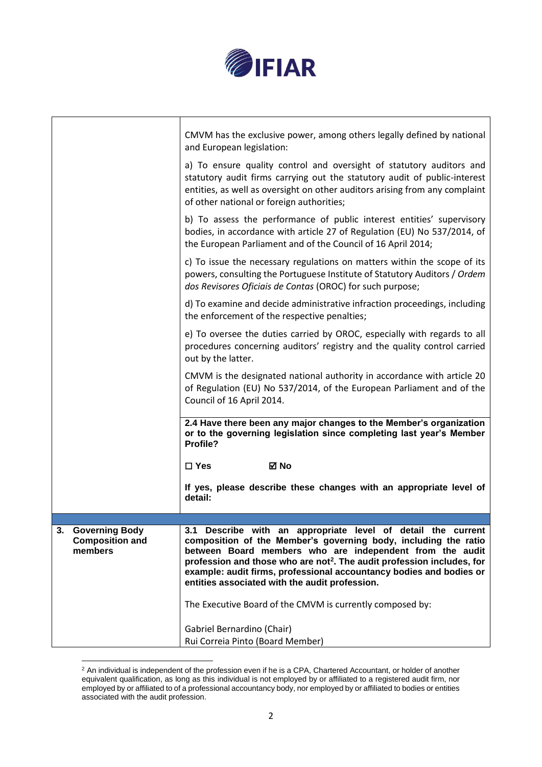| | |
|---|---|
| | CMVM has the exclusive power, among others legally defined by national and European legislation:<br><br>a) To ensure quality control and oversight of statutory auditors and statutory audit firms carrying out the statutory audit of public-interest entities, as well as oversight on other auditors arising from any complaint of other national or foreign authorities;<br><br>b) To assess the performance of public interest entities' supervisory bodies, in accordance with article 27 of Regulation (EU) No 537/2014, of the European Parliament and of the Council of 16 April 2014;<br><br>c) To issue the necessary regulations on matters within the scope of its powers, consulting the Portuguese Institute of Statutory Auditors / *Ordem dos Revisores Oficiais de Contas* (OROC) for such purpose;<br><br>d) To examine and decide administrative infraction proceedings, including the enforcement of the respective penalties;<br><br>e) To oversee the duties carried by OROC, especially with regards to all procedures concerning auditors' registry and the quality control carried out by the latter.<br><br>CMVM is the designated national authority in accordance with article 20 of Regulation (EU) No 537/2014, of the European Parliament and of the Council of 16 April 2014. |
| | **2.4 Have there been any major changes to the Member's organization or to the governing legislation since completing last year's Member Profile?**<br><br>**☐ Yes ☑ No**<br><br>**If yes, please describe these changes with an appropriate level of detail:** |
| | |
| **3. Governing Body Composition and members** | **3.1 Describe with an appropriate level of detail the current composition of the Member's governing body, including the ratio between Board members who are independent from the audit profession and those who are not[2]. The audit profession includes, for example: audit firms, professional accountancy bodies and bodies or entities associated with the audit profession.**<br><br>The Executive Board of the CMVM is currently composed by:<br><br>Gabriel Bernardino (Chair)<br>Rui Correia Pinto (Board Member) |

[2] An individual is independent of the profession even if he is a CPA, Chartered Accountant, or holder of another equivalent qualification, as long as this individual is not employed by or affiliated to a registered audit firm, nor employed by or affiliated to of a professional accountancy body, nor employed by or affiliated to bodies or entities associated with the audit profession.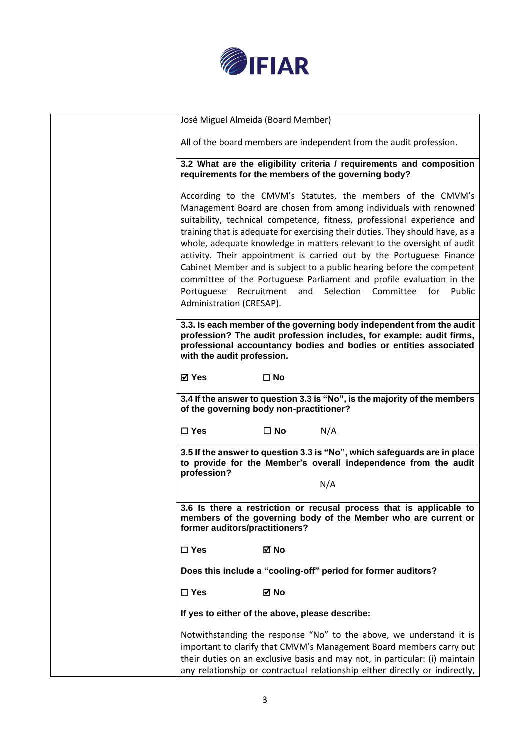| | |
|---|---|
| | José Miguel Almeida (Board Member)<br><br>All of the board members are independent from the audit profession. |
| | **3.2 What are the eligibility criteria / requirements and composition requirements for the members of the governing body?**<br><br>According to the CMVM's Statutes, the members of the CMVM's Management Board are chosen from among individuals with renowned suitability, technical competence, fitness, professional experience and training that is adequate for exercising their duties. They should have, as a whole, adequate knowledge in matters relevant to the oversight of audit activity. Their appointment is carried out by the Portuguese Finance Cabinet Member and is subject to a public hearing before the competent committee of the Portuguese Parliament and profile evaluation in the Portuguese Recruitment and Selection Committee for Public Administration (CRESAP). |
| | **3.3. Is each member of the governing body independent from the audit profession? The audit profession includes, for example: audit firms, professional accountancy bodies and bodies or entities associated with the audit profession.**<br><br>**☑ Yes** **☐ No** |
| | **3.4 If the answer to question 3.3 is "No", is the majority of the members of the governing body non-practitioner?**<br><br>**☐ Yes** **☐ No** N/A |
| | **3.5 If the answer to question 3.3 is "No", which safeguards are in place to provide for the Member's overall independence from the audit profession?**<br><br>N/A |
| | **3.6 Is there a restriction or recusal process that is applicable to members of the governing body of the Member who are current or former auditors/practitioners?**<br><br>**☐ Yes** **☑ No**<br><br>**Does this include a "cooling-off" period for former auditors?**<br><br>**☐ Yes** **☑ No**<br><br>**If yes to either of the above, please describe:**<br><br>Notwithstanding the response "No" to the above, we understand it is important to clarify that CMVM's Management Board members carry out their duties on an exclusive basis and may not, in particular: (i) maintain any relationship or contractual relationship either directly or indirectly, |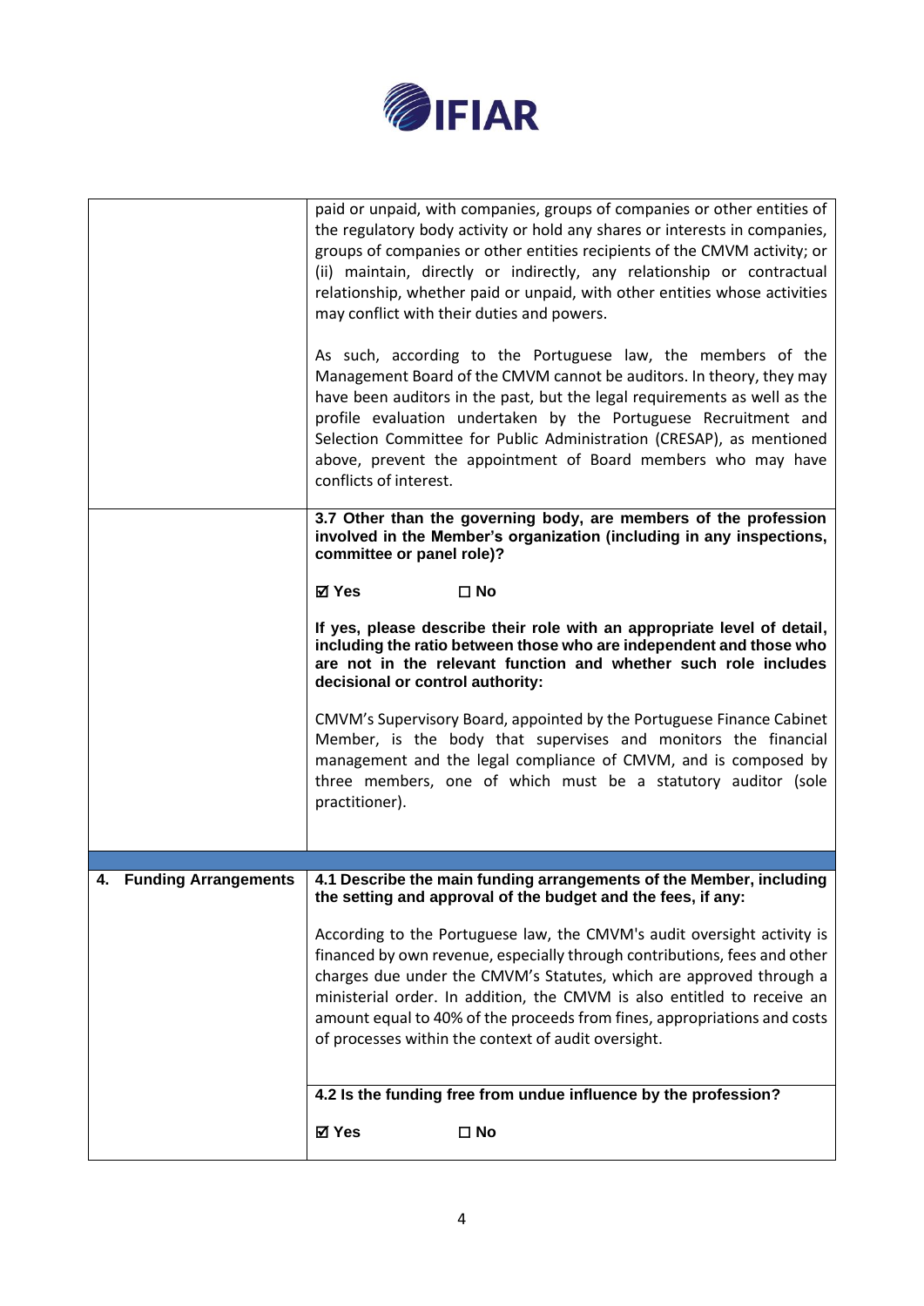| | |
|---|---|
| | paid or unpaid, with companies, groups of companies or other entities of the regulatory body activity or hold any shares or interests in companies, groups of companies or other entities recipients of the CMVM activity; or (ii) maintain, directly or indirectly, any relationship or contractual relationship, whether paid or unpaid, with other entities whose activities may conflict with their duties and powers.<br><br>As such, according to the Portuguese law, the members of the Management Board of the CMVM cannot be auditors. In theory, they may have been auditors in the past, but the legal requirements as well as the profile evaluation undertaken by the Portuguese Recruitment and Selection Committee for Public Administration (CRESAP), as mentioned above, prevent the appointment of Board members who may have conflicts of interest. |
| | **3.7 Other than the governing body, are members of the profession involved in the Member's organization (including in any inspections, committee or panel role)?**<br><br>**☑ Yes ☐ No**<br><br>**If yes, please describe their role with an appropriate level of detail, including the ratio between those who are independent and those who are not in the relevant function and whether such role includes decisional or control authority:**<br><br>CMVM's Supervisory Board, appointed by the Portuguese Finance Cabinet Member, is the body that supervises and monitors the financial management and the legal compliance of CMVM, and is composed by three members, one of which must be a statutory auditor (sole practitioner). |
| | |
| **4. Funding Arrangements** | **4.1 Describe the main funding arrangements of the Member, including the setting and approval of the budget and the fees, if any:**<br><br>According to the Portuguese law, the CMVM's audit oversight activity is financed by own revenue, especially through contributions, fees and other charges due under the CMVM's Statutes, which are approved through a ministerial order. In addition, the CMVM is also entitled to receive an amount equal to 40% of the proceeds from fines, appropriations and costs of processes within the context of audit oversight. |
| | **4.2 Is the funding free from undue influence by the profession?**<br><br>**☑ Yes ☐ No** |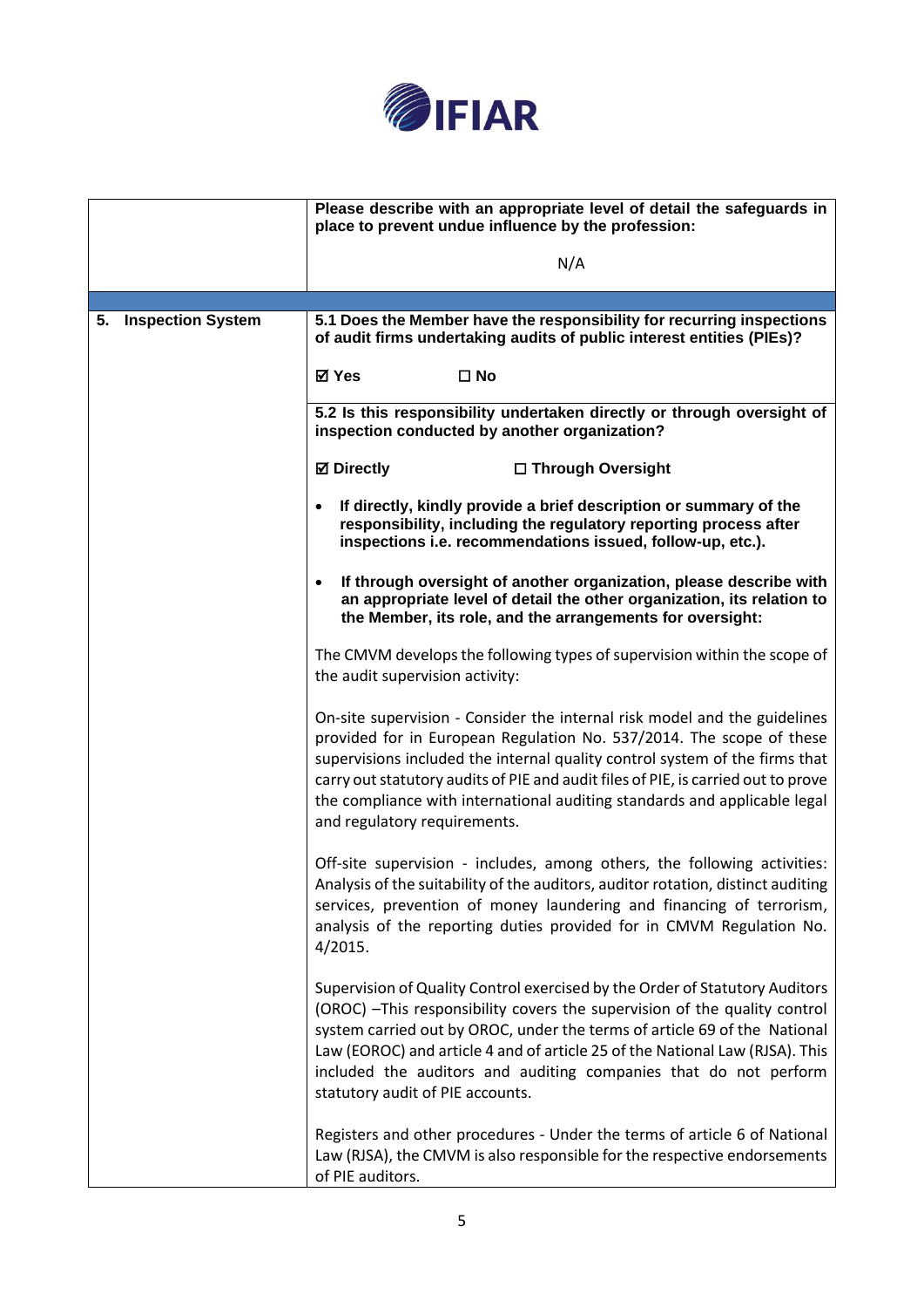| | |
|---|---|
| | **Please describe with an appropriate level of detail the safeguards in place to prevent undue influence by the profession:**<br><br>N/A |
| | |
| **5. Inspection System** | **5.1 Does the Member have the responsibility for recurring inspections of audit firms undertaking audits of public interest entities (PIEs)?**<br><br>☑ **Yes** ☐ **No** |
| | **5.2 Is this responsibility undertaken directly or through oversight of inspection conducted by another organization?**<br><br>☑ **Directly** ☐ **Through Oversight**<br><br>• **If directly, kindly provide a brief description or summary of the responsibility, including the regulatory reporting process after inspections i.e. recommendations issued, follow-up, etc.).**<br><br>• **If through oversight of another organization, please describe with an appropriate level of detail the other organization, its relation to the Member, its role, and the arrangements for oversight:**<br><br>The CMVM develops the following types of supervision within the scope of the audit supervision activity:<br><br>On-site supervision - Consider the internal risk model and the guidelines provided for in European Regulation No. 537/2014. The scope of these supervisions included the internal quality control system of the firms that carry out statutory audits of PIE and audit files of PIE, is carried out to prove the compliance with international auditing standards and applicable legal and regulatory requirements.<br><br>Off-site supervision - includes, among others, the following activities: Analysis of the suitability of the auditors, auditor rotation, distinct auditing services, prevention of money laundering and financing of terrorism, analysis of the reporting duties provided for in CMVM Regulation No. 4/2015.<br><br>Supervision of Quality Control exercised by the Order of Statutory Auditors (OROC) –This responsibility covers the supervision of the quality control system carried out by OROC, under the terms of article 69 of the National Law (EOROC) and article 4 and of article 25 of the National Law (RJSA). This included the auditors and auditing companies that do not perform statutory audit of PIE accounts.<br><br>Registers and other procedures - Under the terms of article 6 of National Law (RJSA), the CMVM is also responsible for the respective endorsements of PIE auditors. |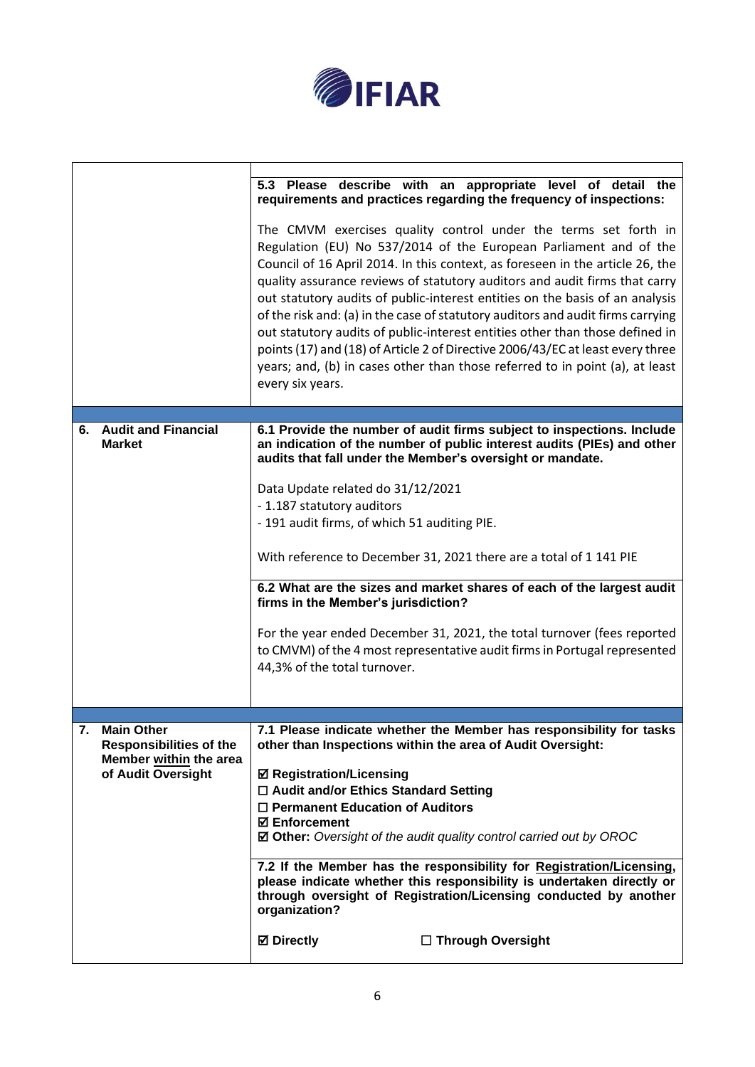| | |
|---|---|
| | **5.3 Please describe with an appropriate level of detail the requirements and practices regarding the frequency of inspections:**<br><br>The CMVM exercises quality control under the terms set forth in Regulation (EU) No 537/2014 of the European Parliament and of the Council of 16 April 2014. In this context, as foreseen in the article 26, the quality assurance reviews of statutory auditors and audit firms that carry out statutory audits of public-interest entities on the basis of an analysis of the risk and: (a) in the case of statutory auditors and audit firms carrying out statutory audits of public-interest entities other than those defined in points (17) and (18) of Article 2 of Directive 2006/43/EC at least every three years; and, (b) in cases other than those referred to in point (a), at least every six years. |
| **6. Audit and Financial Market** | **6.1 Provide the number of audit firms subject to inspections. Include an indication of the number of public interest audits (PIEs) and other audits that fall under the Member's oversight or mandate.**<br><br>Data Update related do 31/12/2021<br>- 1.187 statutory auditors<br>- 191 audit firms, of which 51 auditing PIE.<br><br>With reference to December 31, 2021 there are a total of 1 141 PIE |
| | **6.2 What are the sizes and market shares of each of the largest audit firms in the Member's jurisdiction?**<br><br>For the year ended December 31, 2021, the total turnover (fees reported to CMVM) of the 4 most representative audit firms in Portugal represented 44,3% of the total turnover. |
| **7. Main Other Responsibilities of the Member <u>within</u> the area of Audit Oversight** | **7.1 Please indicate whether the Member has responsibility for tasks other than Inspections within the area of Audit Oversight:**<br><br>☑ **Registration/Licensing**<br>☐ **Audit and/or Ethics Standard Setting**<br>☐ **Permanent Education of Auditors**<br>☑ **Enforcement**<br>☑ **Other:** *Oversight of the audit quality control carried out by OROC* |
| | **7.2 If the Member has the responsibility for <u>Registration/Licensing</u>, please indicate whether this responsibility is undertaken directly or through oversight of Registration/Licensing conducted by another organization?**<br><br>☑ **Directly** ☐ **Through Oversight** |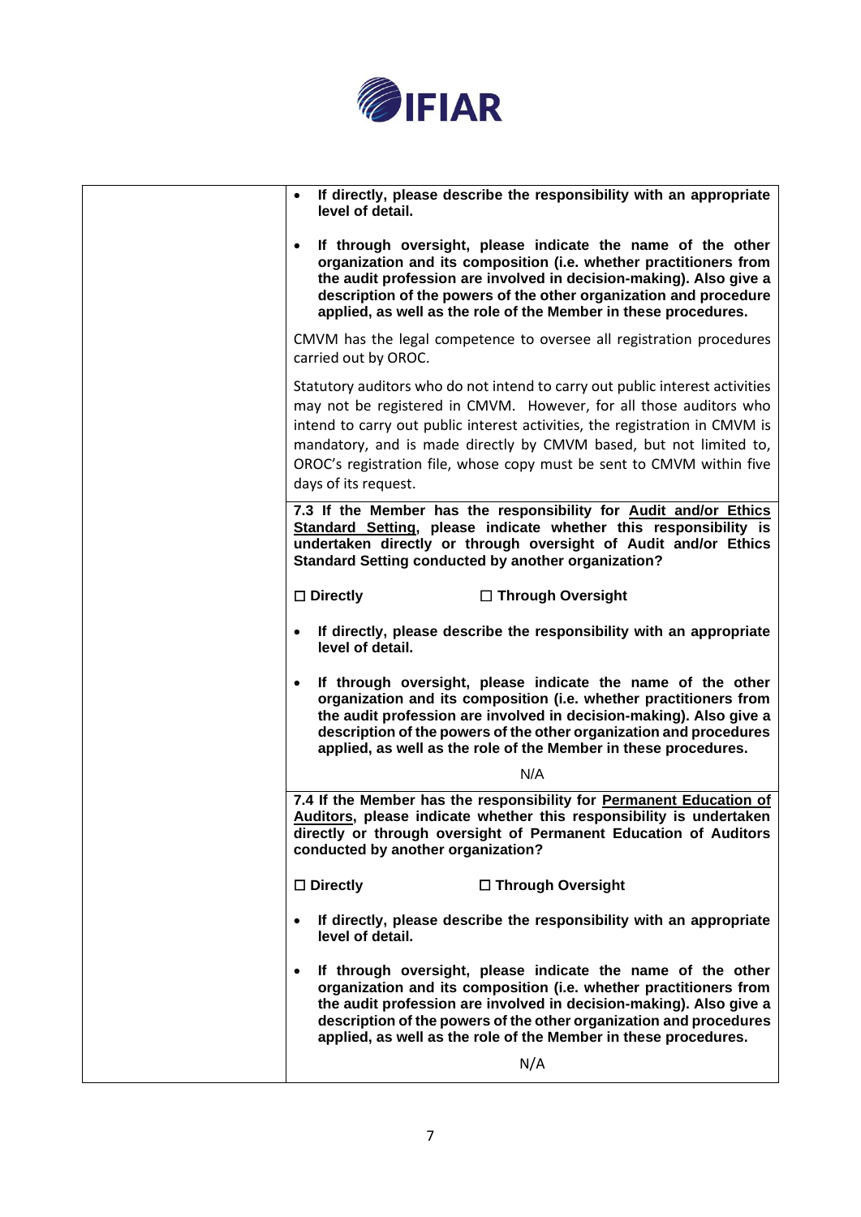| | |
|---|---|
| | - **If directly, please describe the responsibility with an appropriate level of detail.**<br><br>- **If through oversight, please indicate the name of the other organization and its composition (i.e. whether practitioners from the audit profession are involved in decision-making). Also give a description of the powers of the other organization and procedure applied, as well as the role of the Member in these procedures.**<br><br>CMVM has the legal competence to oversee all registration procedures carried out by OROC.<br><br>Statutory auditors who do not intend to carry out public interest activities may not be registered in CMVM. However, for all those auditors who intend to carry out public interest activities, the registration in CMVM is mandatory, and is made directly by CMVM based, but not limited to, OROC's registration file, whose copy must be sent to CMVM within five days of its request. |
| | **7.3 If the Member has the responsibility for Audit and/or Ethics Standard Setting, please indicate whether this responsibility is undertaken directly or through oversight of Audit and/or Ethics Standard Setting conducted by another organization?**<br><br>**☐ Directly ☐ Through Oversight**<br><br>- **If directly, please describe the responsibility with an appropriate level of detail.**<br><br>- **If through oversight, please indicate the name of the other organization and its composition (i.e. whether practitioners from the audit profession are involved in decision-making). Also give a description of the powers of the other organization and procedures applied, as well as the role of the Member in these procedures.**<br><br>N/A |
| | **7.4 If the Member has the responsibility for Permanent Education of Auditors, please indicate whether this responsibility is undertaken directly or through oversight of Permanent Education of Auditors conducted by another organization?**<br><br>**☐ Directly ☐ Through Oversight**<br><br>- **If directly, please describe the responsibility with an appropriate level of detail.**<br><br>- **If through oversight, please indicate the name of the other organization and its composition (i.e. whether practitioners from the audit profession are involved in decision-making). Also give a description of the powers of the other organization and procedures applied, as well as the role of the Member in these procedures.**<br><br>N/A |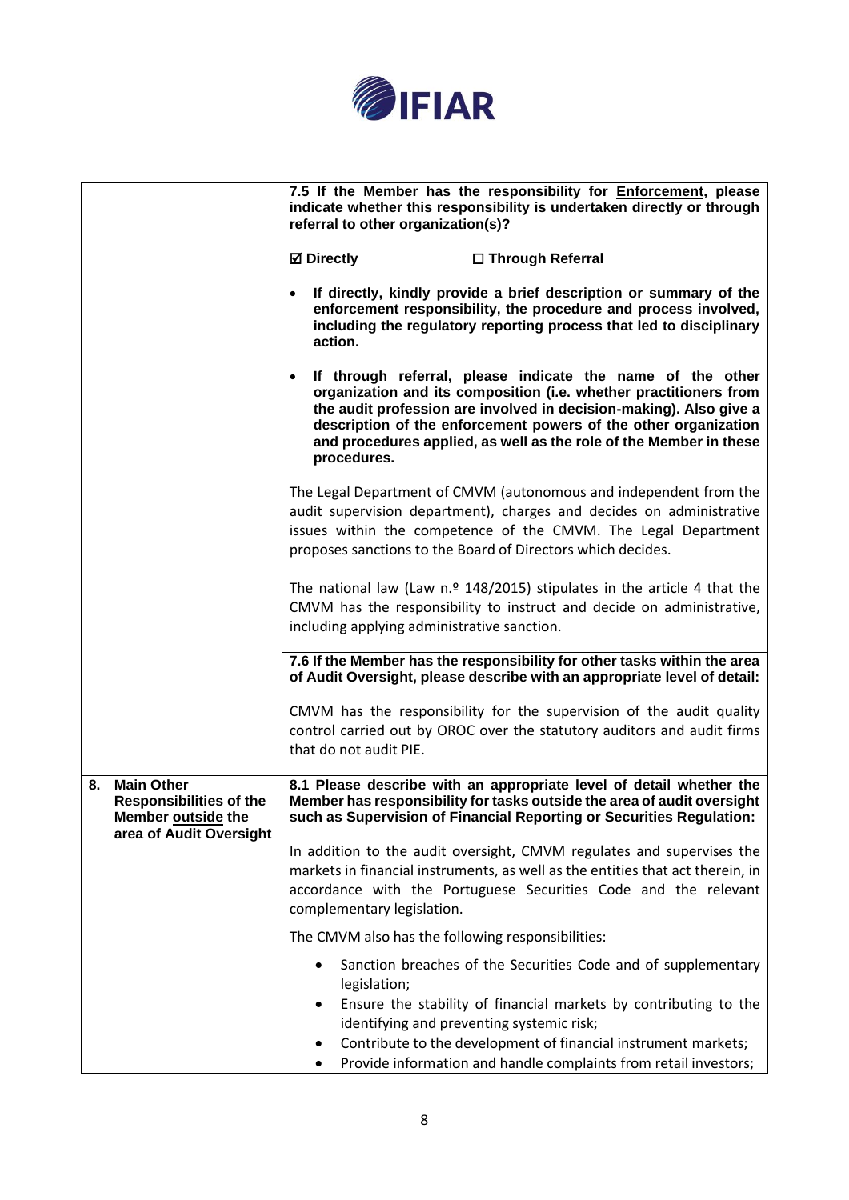| | |
|---|---|
| | **7.5 If the Member has the responsibility for Enforcement, please indicate whether this responsibility is undertaken directly or through referral to other organization(s)?**<br><br>**☑ Directly** **☐ Through Referral**<br><br>• **If directly, kindly provide a brief description or summary of the enforcement responsibility, the procedure and process involved, including the regulatory reporting process that led to disciplinary action.**<br><br>• **If through referral, please indicate the name of the other organization and its composition (i.e. whether practitioners from the audit profession are involved in decision-making). Also give a description of the enforcement powers of the other organization and procedures applied, as well as the role of the Member in these procedures.**<br><br>The Legal Department of CMVM (autonomous and independent from the audit supervision department), charges and decides on administrative issues within the competence of the CMVM. The Legal Department proposes sanctions to the Board of Directors which decides.<br><br>The national law (Law n.º 148/2015) stipulates in the article 4 that the CMVM has the responsibility to instruct and decide on administrative, including applying administrative sanction. |
| | **7.6 If the Member has the responsibility for other tasks within the area of Audit Oversight, please describe with an appropriate level of detail:**<br><br>CMVM has the responsibility for the supervision of the audit quality control carried out by OROC over the statutory auditors and audit firms that do not audit PIE. |
| **8. Main Other Responsibilities of the Member outside the area of Audit Oversight** | **8.1 Please describe with an appropriate level of detail whether the Member has responsibility for tasks outside the area of audit oversight such as Supervision of Financial Reporting or Securities Regulation:**<br><br>In addition to the audit oversight, CMVM regulates and supervises the markets in financial instruments, as well as the entities that act therein, in accordance with the Portuguese Securities Code and the relevant complementary legislation.<br><br>The CMVM also has the following responsibilities:<br><br>• Sanction breaches of the Securities Code and of supplementary legislation;<br>• Ensure the stability of financial markets by contributing to the identifying and preventing systemic risk;<br>• Contribute to the development of financial instrument markets;<br>• Provide information and handle complaints from retail investors; |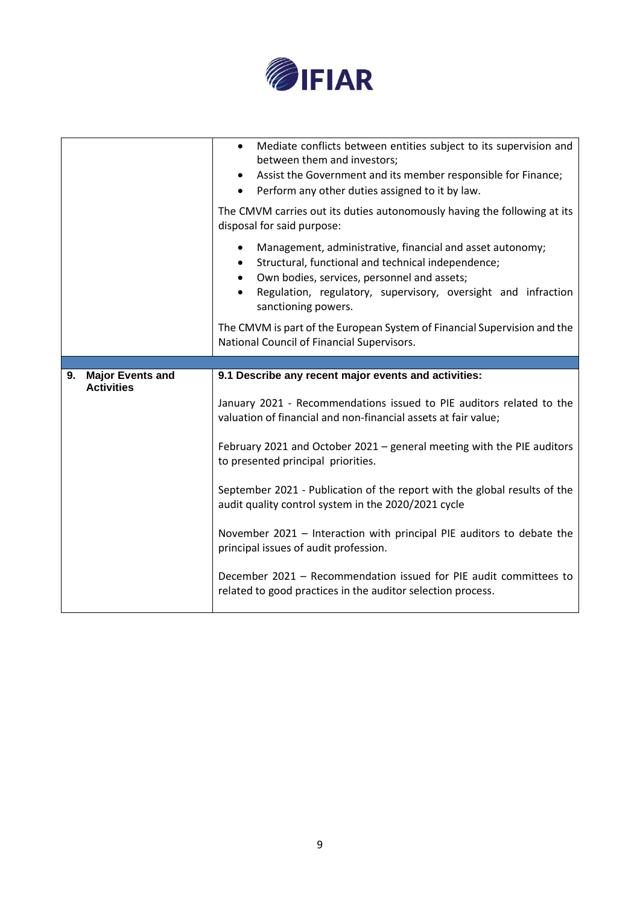| | |
|---|---|
| | • Mediate conflicts between entities subject to its supervision and between them and investors;<br>• Assist the Government and its member responsible for Finance;<br>• Perform any other duties assigned to it by law.<br><br>The CMVM carries out its duties autonomously having the following at its disposal for said purpose:<br><br>• Management, administrative, financial and asset autonomy;<br>• Structural, functional and technical independence;<br>• Own bodies, services, personnel and assets;<br>• Regulation, regulatory, supervisory, oversight and infraction sanctioning powers.<br><br>The CMVM is part of the European System of Financial Supervision and the National Council of Financial Supervisors. |
| | |
| **9. Major Events and Activities** | **9.1 Describe any recent major events and activities:**<br><br>January 2021 - Recommendations issued to PIE auditors related to the valuation of financial and non-financial assets at fair value;<br><br>February 2021 and October 2021 – general meeting with the PIE auditors to presented principal priorities.<br><br>September 2021 - Publication of the report with the global results of the audit quality control system in the 2020/2021 cycle<br><br>November 2021 – Interaction with principal PIE auditors to debate the principal issues of audit profession.<br><br>December 2021 – Recommendation issued for PIE audit committees to related to good practices in the auditor selection process. |